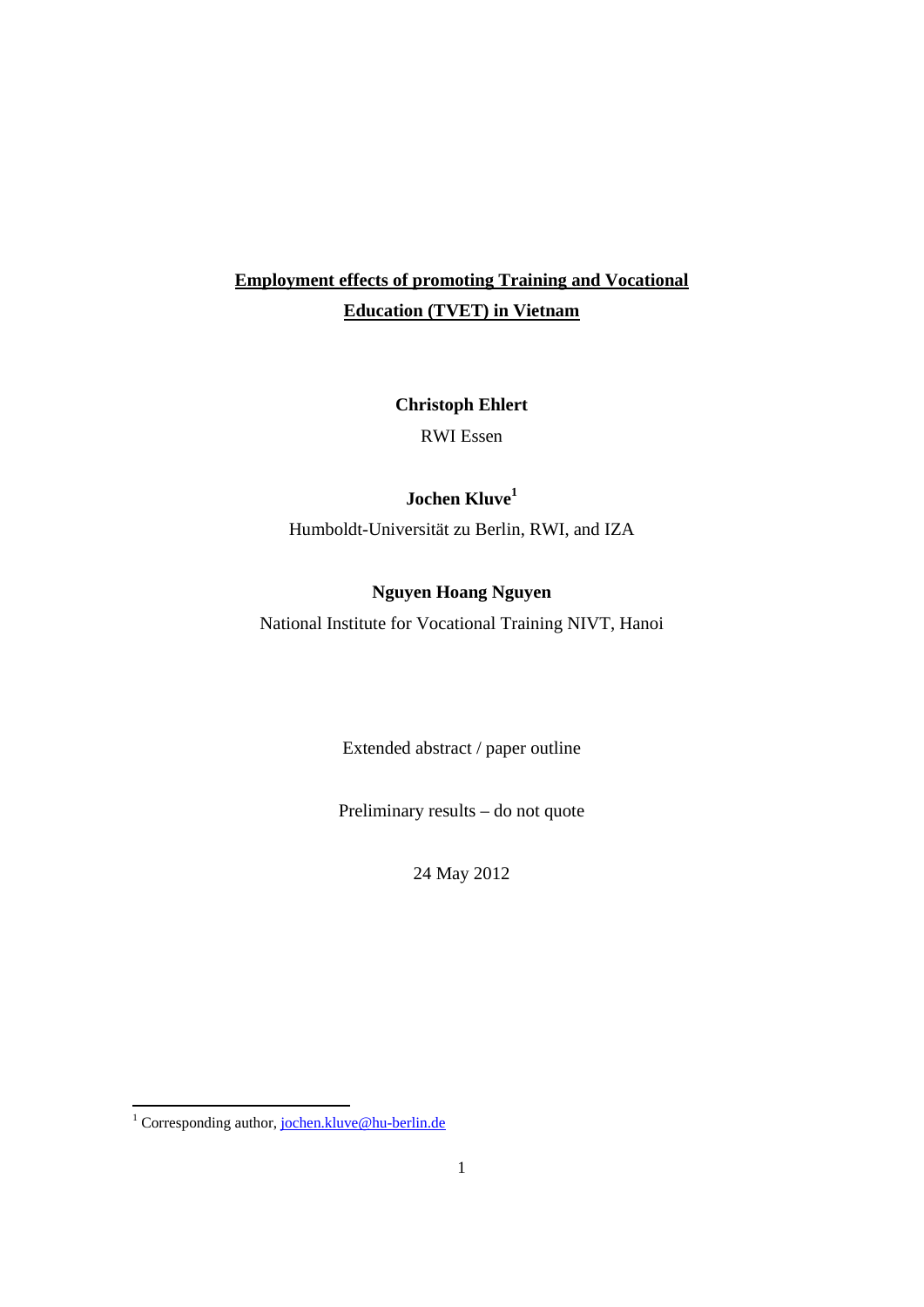# Employment effects of promoting Training and Vocational Education (TVET) in Vietnam

**Christoph Ehlert**

RWI Essen

**Jochen Kluve**[1]

Humboldt-Universität zu Berlin, RWI, and IZA

**Nguyen Hoang Nguyen**

National Institute for Vocational Training NIVT, Hanoi

Extended abstract / paper outline

Preliminary results – do not quote

24 May 2012

[1] Corresponding author, jochen.kluve@hu-berlin.de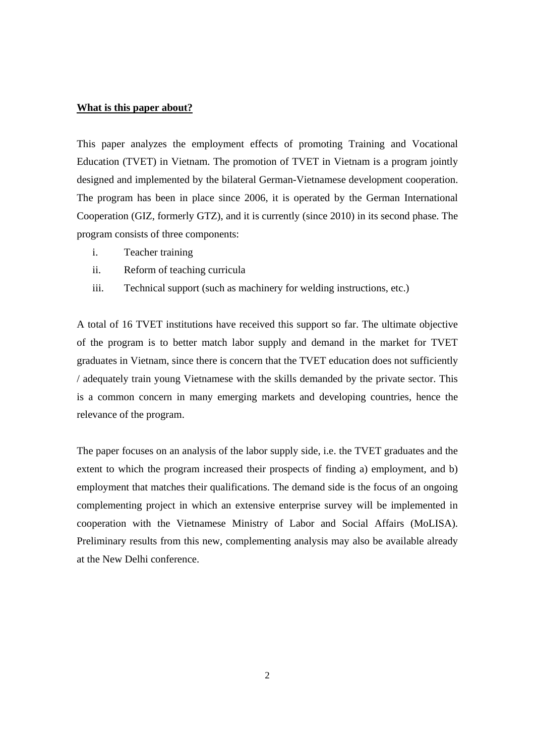**What is this paper about?**

This paper analyzes the employment effects of promoting Training and Vocational Education (TVET) in Vietnam. The promotion of TVET in Vietnam is a program jointly designed and implemented by the bilateral German-Vietnamese development cooperation. The program has been in place since 2006, it is operated by the German International Cooperation (GIZ, formerly GTZ), and it is currently (since 2010) in its second phase. The program consists of three components:

i. Teacher training
ii. Reform of teaching curricula
iii. Technical support (such as machinery for welding instructions, etc.)

A total of 16 TVET institutions have received this support so far. The ultimate objective of the program is to better match labor supply and demand in the market for TVET graduates in Vietnam, since there is concern that the TVET education does not sufficiently / adequately train young Vietnamese with the skills demanded by the private sector. This is a common concern in many emerging markets and developing countries, hence the relevance of the program.

The paper focuses on an analysis of the labor supply side, i.e. the TVET graduates and the extent to which the program increased their prospects of finding a) employment, and b) employment that matches their qualifications. The demand side is the focus of an ongoing complementing project in which an extensive enterprise survey will be implemented in cooperation with the Vietnamese Ministry of Labor and Social Affairs (MoLISA). Preliminary results from this new, complementing analysis may also be available already at the New Delhi conference.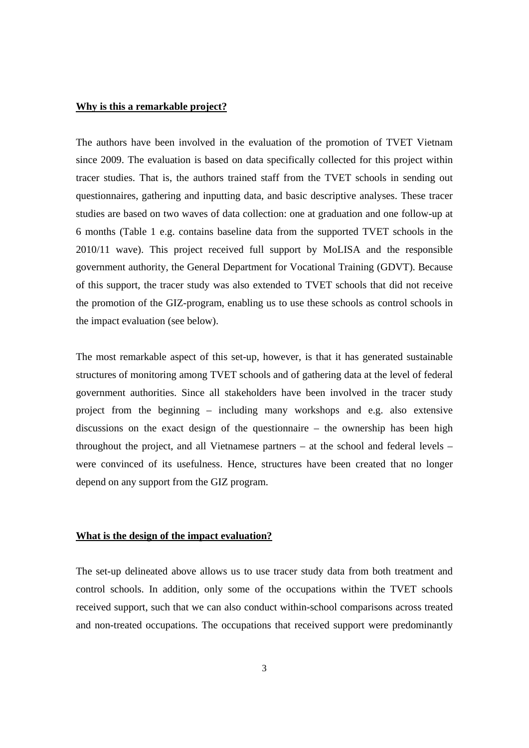**Why is this a remarkable project?**

The authors have been involved in the evaluation of the promotion of TVET Vietnam since 2009. The evaluation is based on data specifically collected for this project within tracer studies. That is, the authors trained staff from the TVET schools in sending out questionnaires, gathering and inputting data, and basic descriptive analyses. These tracer studies are based on two waves of data collection: one at graduation and one follow-up at 6 months (Table 1 e.g. contains baseline data from the supported TVET schools in the 2010/11 wave). This project received full support by MoLISA and the responsible government authority, the General Department for Vocational Training (GDVT). Because of this support, the tracer study was also extended to TVET schools that did not receive the promotion of the GIZ-program, enabling us to use these schools as control schools in the impact evaluation (see below).

The most remarkable aspect of this set-up, however, is that it has generated sustainable structures of monitoring among TVET schools and of gathering data at the level of federal government authorities. Since all stakeholders have been involved in the tracer study project from the beginning – including many workshops and e.g. also extensive discussions on the exact design of the questionnaire – the ownership has been high throughout the project, and all Vietnamese partners – at the school and federal levels – were convinced of its usefulness. Hence, structures have been created that no longer depend on any support from the GIZ program.

**What is the design of the impact evaluation?**

The set-up delineated above allows us to use tracer study data from both treatment and control schools. In addition, only some of the occupations within the TVET schools received support, such that we can also conduct within-school comparisons across treated and non-treated occupations. The occupations that received support were predominantly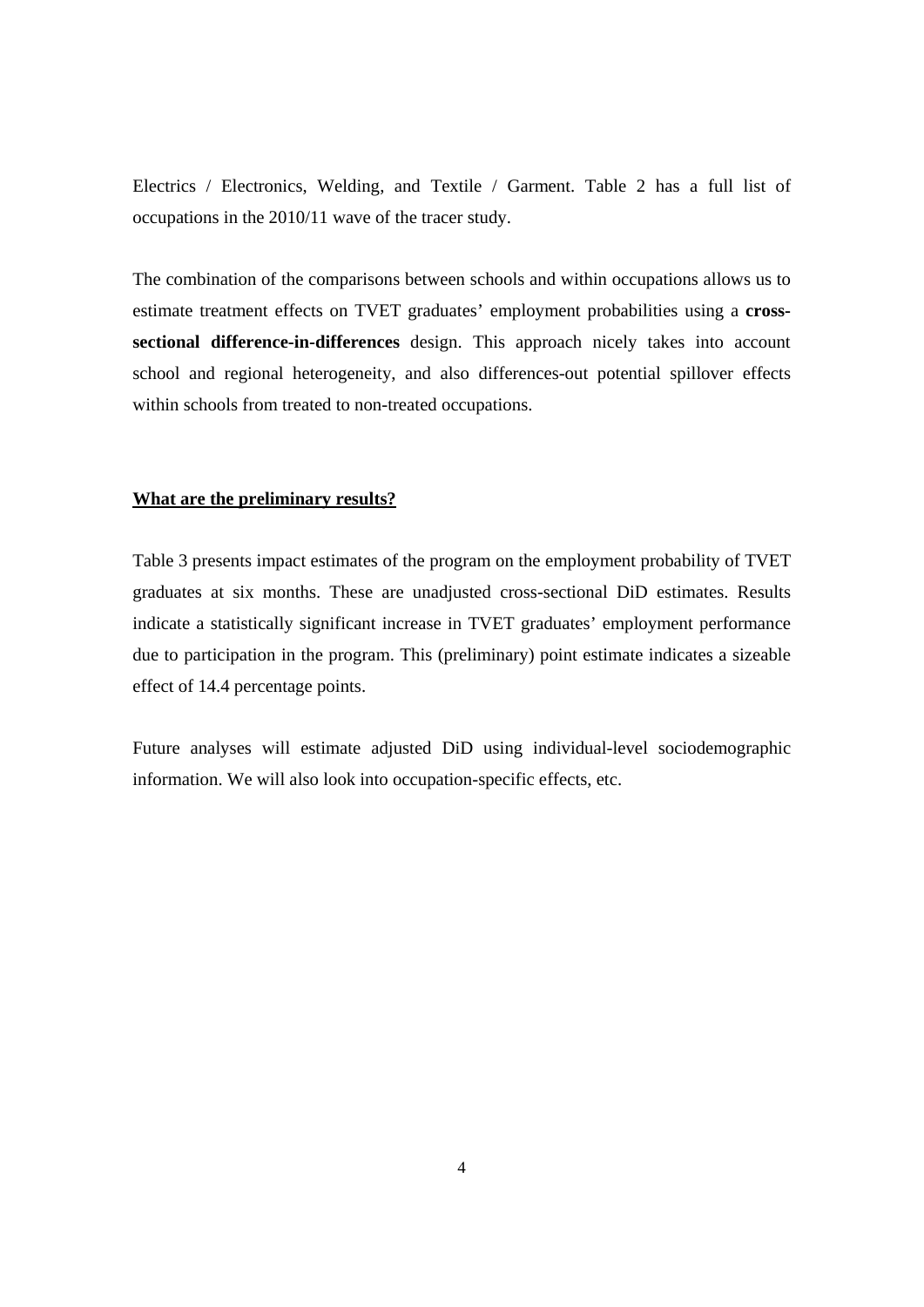Electrics / Electronics, Welding, and Textile / Garment. Table 2 has a full list of occupations in the 2010/11 wave of the tracer study.

The combination of the comparisons between schools and within occupations allows us to estimate treatment effects on TVET graduates' employment probabilities using a **cross-sectional difference-in-differences** design. This approach nicely takes into account school and regional heterogeneity, and also differences-out potential spillover effects within schools from treated to non-treated occupations.

## What are the preliminary results?

Table 3 presents impact estimates of the program on the employment probability of TVET graduates at six months. These are unadjusted cross-sectional DiD estimates. Results indicate a statistically significant increase in TVET graduates' employment performance due to participation in the program. This (preliminary) point estimate indicates a sizeable effect of 14.4 percentage points.

Future analyses will estimate adjusted DiD using individual-level sociodemographic information. We will also look into occupation-specific effects, etc.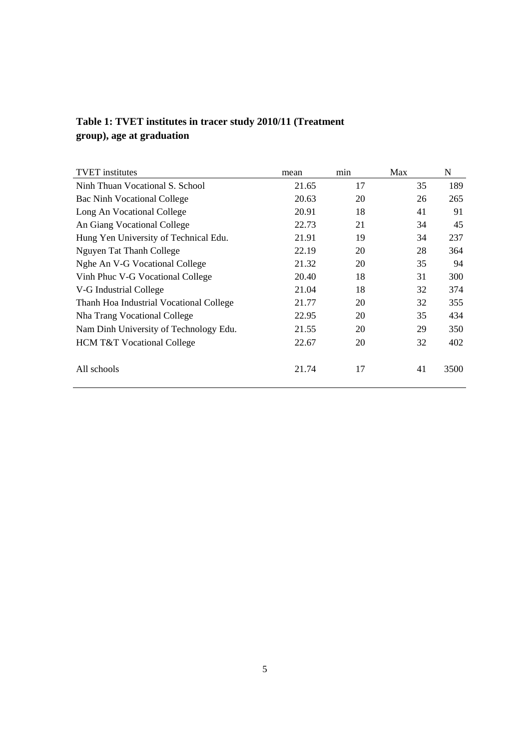**Table 1: TVET institutes in tracer study 2010/11 (Treatment group), age at graduation**

| TVET institutes | mean | min | Max | N |
|---|---|---|---|---|
| Ninh Thuan Vocational S. School | 21.65 | 17 | 35 | 189 |
| Bac Ninh Vocational College | 20.63 | 20 | 26 | 265 |
| Long An Vocational College | 20.91 | 18 | 41 | 91 |
| An Giang Vocational College | 22.73 | 21 | 34 | 45 |
| Hung Yen University of Technical Edu. | 21.91 | 19 | 34 | 237 |
| Nguyen Tat Thanh College | 22.19 | 20 | 28 | 364 |
| Nghe An V-G Vocational College | 21.32 | 20 | 35 | 94 |
| Vinh Phuc V-G Vocational College | 20.40 | 18 | 31 | 300 |
| V-G Industrial College | 21.04 | 18 | 32 | 374 |
| Thanh Hoa Industrial Vocational College | 21.77 | 20 | 32 | 355 |
| Nha Trang Vocational College | 22.95 | 20 | 35 | 434 |
| Nam Dinh University of Technology Edu. | 21.55 | 20 | 29 | 350 |
| HCM T&T Vocational College | 22.67 | 20 | 32 | 402 |
| All schools | 21.74 | 17 | 41 | 3500 |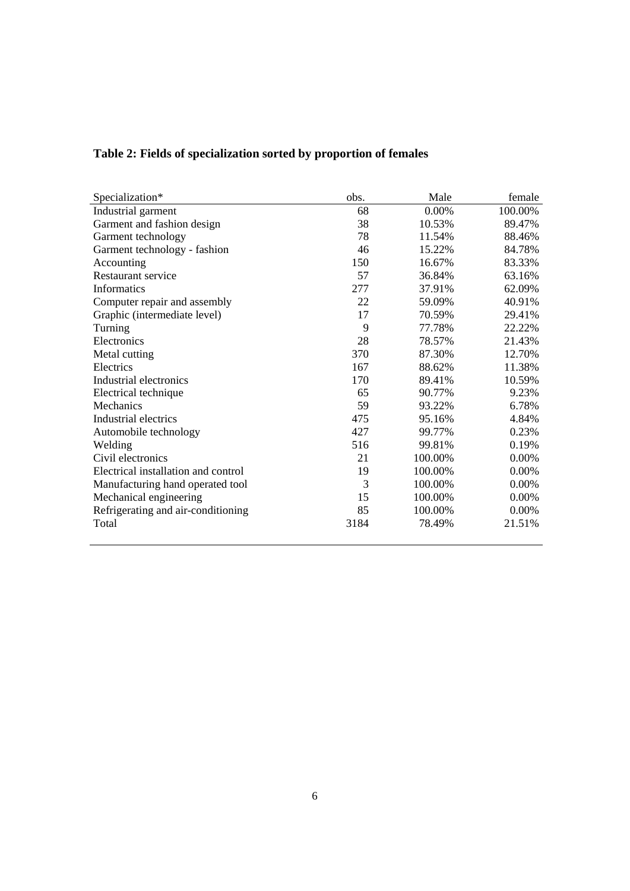**Table 2: Fields of specialization sorted by proportion of females**

| Specialization* | obs. | Male | female |
|---|---|---|---|
| Industrial garment | 68 | 0.00% | 100.00% |
| Garment and fashion design | 38 | 10.53% | 89.47% |
| Garment technology | 78 | 11.54% | 88.46% |
| Garment technology - fashion | 46 | 15.22% | 84.78% |
| Accounting | 150 | 16.67% | 83.33% |
| Restaurant service | 57 | 36.84% | 63.16% |
| Informatics | 277 | 37.91% | 62.09% |
| Computer repair and assembly | 22 | 59.09% | 40.91% |
| Graphic (intermediate level) | 17 | 70.59% | 29.41% |
| Turning | 9 | 77.78% | 22.22% |
| Electronics | 28 | 78.57% | 21.43% |
| Metal cutting | 370 | 87.30% | 12.70% |
| Electrics | 167 | 88.62% | 11.38% |
| Industrial electronics | 170 | 89.41% | 10.59% |
| Electrical technique | 65 | 90.77% | 9.23% |
| Mechanics | 59 | 93.22% | 6.78% |
| Industrial electrics | 475 | 95.16% | 4.84% |
| Automobile technology | 427 | 99.77% | 0.23% |
| Welding | 516 | 99.81% | 0.19% |
| Civil electronics | 21 | 100.00% | 0.00% |
| Electrical installation and control | 19 | 100.00% | 0.00% |
| Manufacturing hand operated tool | 3 | 100.00% | 0.00% |
| Mechanical engineering | 15 | 100.00% | 0.00% |
| Refrigerating and air-conditioning | 85 | 100.00% | 0.00% |
| Total | 3184 | 78.49% | 21.51% |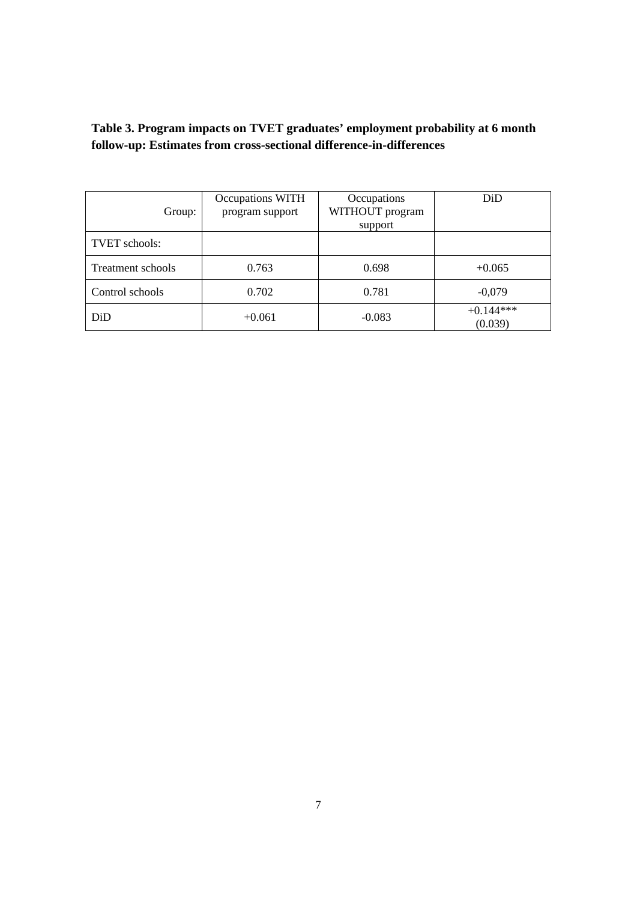**Table 3. Program impacts on TVET graduates' employment probability at 6 month follow-up: Estimates from cross-sectional difference-in-differences**

| Group: | Occupations WITH program support | Occupations WITHOUT program support | DiD |
|---|---|---|---|
| TVET schools: | | | |
| Treatment schools | 0.763 | 0.698 | +0.065 |
| Control schools | 0.702 | 0.781 | -0,079 |
| DiD | +0.061 | -0.083 | +0.144*** (0.039) |